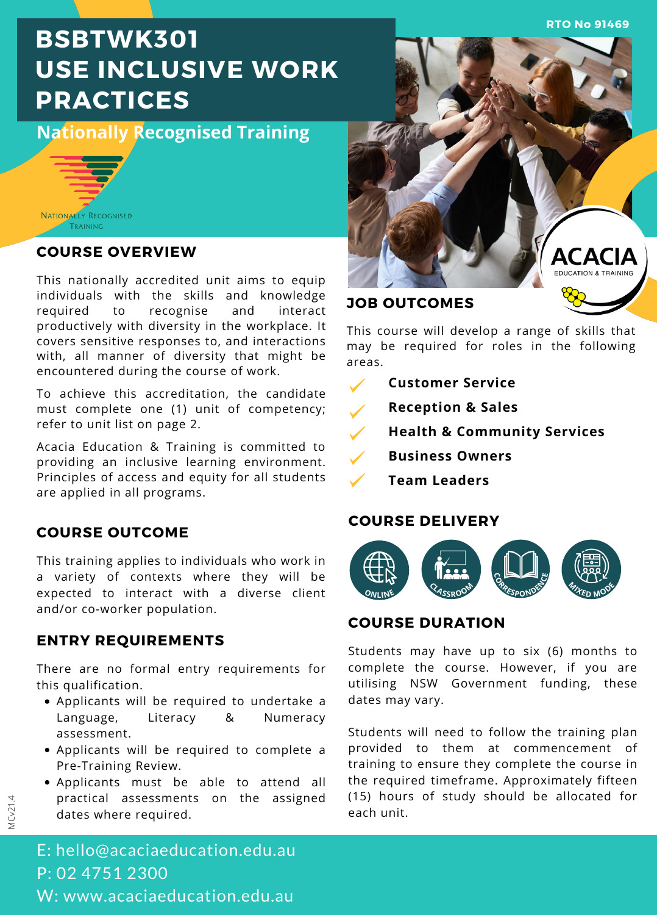RTO No 91469

# BSBTWK301 USE INCLUSIVE WORK PRACTICES

**Nationally Recognised Training**

Nationally Recognised Training

## COURSE OVERVIEW

This nationally accredited unit aims to equip individuals with the skills and knowledge required to recognise and interact productively with diversity in the workplace. It covers sensitive responses to, and interactions with, all manner of diversity that might be encountered during the course of work.

To achieve this accreditation, the candidate must complete one (1) unit of competency; refer to unit list on page 2.

Acacia Education & Training is committed to providing an inclusive learning environment. Principles of access and equity for all students are applied in all programs.

## COURSE OUTCOME

This training applies to individuals who work in a variety of contexts where they will be expected to interact with a diverse client and/or co-worker population.

## ENTRY REQUIREMENTS

There are no formal entry requirements for this qualification.

- Applicants will be required to undertake a Language, Literacy & Numeracy assessment.
- Applicants will be required to complete a Pre-Training Review.
- Applicants must be able to attend all practical assessments on the assigned dates where required.

ACACIA EDUCATION & TRAINING

## JOB OUTCOMES

This course will develop a range of skills that may be required for roles in the following areas.

- ✓ **Customer Service**
- ✓ **Reception & Sales**
- ✓ **Health & Community Services**
- ✓ **Business Owners**
- ✓ **Team Leaders**

## COURSE DELIVERY

ONLINE | CLASSROOM | CORRESPONDENCE | MIXED MODE

## COURSE DURATION

Students may have up to six (6) months to complete the course. However, if you are utilising NSW Government funding, these dates may vary.

Students will need to follow the training plan provided to them at commencement of training to ensure they complete the course in the required timeframe. Approximately fifteen (15) hours of study should be allocated for each unit.

MCv21.4

E: hello@acaciaeducation.edu.au
P: 02 4751 2300
W: www.acaciaeducation.edu.au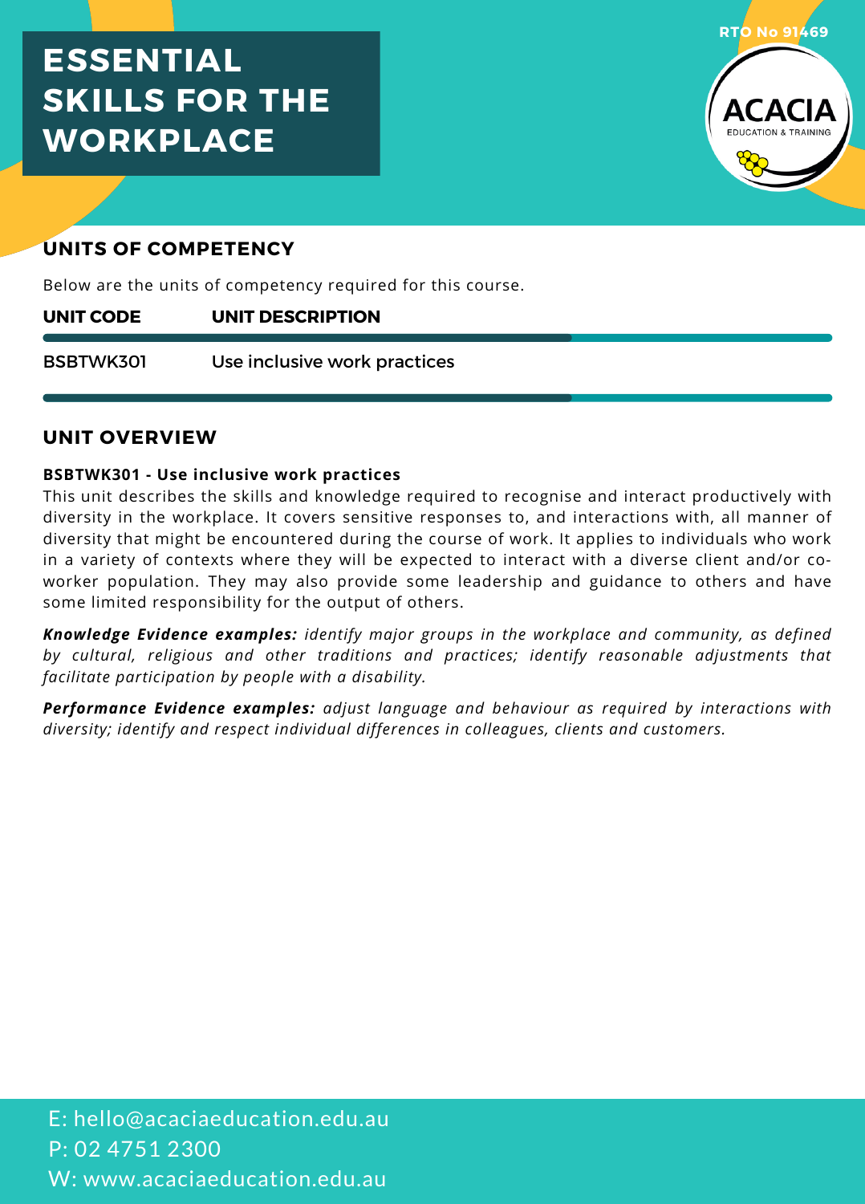# ESSENTIAL SKILLS FOR THE WORKPLACE

RTO No 91469

## UNITS OF COMPETENCY

Below are the units of competency required for this course.

| UNIT CODE | UNIT DESCRIPTION |
| --- | --- |
| BSBTWK301 | Use inclusive work practices |

## UNIT OVERVIEW

**BSBTWK301 - Use inclusive work practices**

This unit describes the skills and knowledge required to recognise and interact productively with diversity in the workplace. It covers sensitive responses to, and interactions with, all manner of diversity that might be encountered during the course of work. It applies to individuals who work in a variety of contexts where they will be expected to interact with a diverse client and/or co-worker population. They may also provide some leadership and guidance to others and have some limited responsibility for the output of others.

***Knowledge Evidence examples:*** *identify major groups in the workplace and community, as defined by cultural, religious and other traditions and practices; identify reasonable adjustments that facilitate participation by people with a disability.*

***Performance Evidence examples:*** *adjust language and behaviour as required by interactions with diversity; identify and respect individual differences in colleagues, clients and customers.*

E: hello@acaciaeducation.edu.au
P: 02 4751 2300
W: www.acaciaeducation.edu.au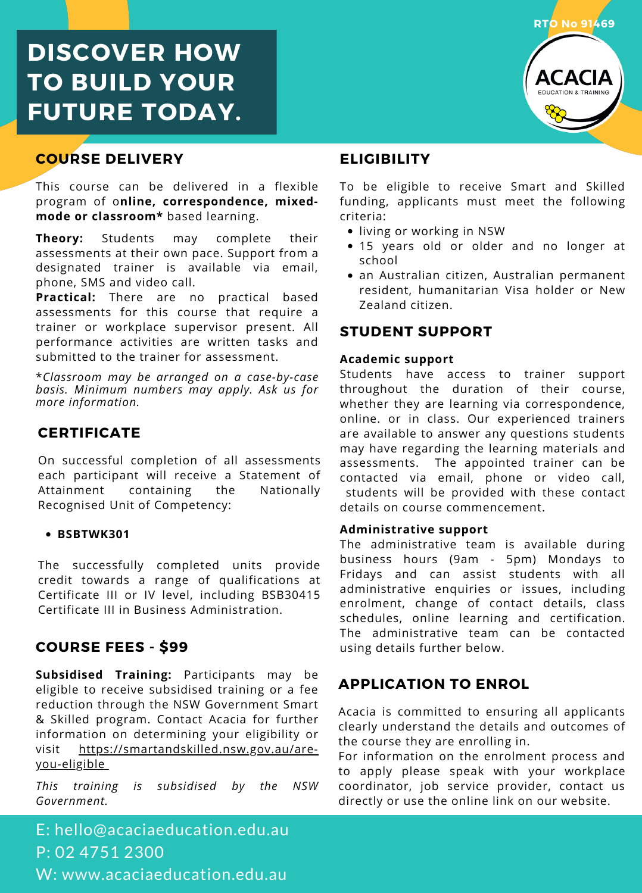# DISCOVER HOW TO BUILD YOUR FUTURE TODAY.

RTO No 91469

ACACIA EDUCATION & TRAINING

## COURSE DELIVERY

This course can be delivered in a flexible program of **online, correspondence, mixed-mode or classroom*** based learning.

**Theory:** Students may complete their assessments at their own pace. Support from a designated trainer is available via email, phone, SMS and video call.
**Practical:** There are no practical based assessments for this course that require a trainer or workplace supervisor present. All performance activities are written tasks and submitted to the trainer for assessment.

**Classroom may be arranged on a case-by-case basis. Minimum numbers may apply. Ask us for more information.*

## CERTIFICATE

On successful completion of all assessments each participant will receive a Statement of Attainment containing the Nationally Recognised Unit of Competency:

- **BSBTWK301**

The successfully completed units provide credit towards a range of qualifications at Certificate III or IV level, including BSB30415 Certificate III in Business Administration.

## COURSE FEES - $99

**Subsidised Training:** Participants may be eligible to receive subsidised training or a fee reduction through the NSW Government Smart & Skilled program. Contact Acacia for further information on determining your eligibility or visit https://smartandskilled.nsw.gov.au/are-you-eligible

*This training is subsidised by the NSW Government.*

## ELIGIBILITY

To be eligible to receive Smart and Skilled funding, applicants must meet the following criteria:

- living or working in NSW
- 15 years old or older and no longer at school
- an Australian citizen, Australian permanent resident, humanitarian Visa holder or New Zealand citizen.

## STUDENT SUPPORT

### Academic support

Students have access to trainer support throughout the duration of their course, whether they are learning via correspondence, online. or in class. Our experienced trainers are available to answer any questions students may have regarding the learning materials and assessments. The appointed trainer can be contacted via email, phone or video call, students will be provided with these contact details on course commencement.

### Administrative support

The administrative team is available during business hours (9am - 5pm) Mondays to Fridays and can assist students with all administrative enquiries or issues, including enrolment, change of contact details, class schedules, online learning and certification. The administrative team can be contacted using details further below.

## APPLICATION TO ENROL

Acacia is committed to ensuring all applicants clearly understand the details and outcomes of the course they are enrolling in.
For information on the enrolment process and to apply please speak with your workplace coordinator, job service provider, contact us directly or use the online link on our website.

E: hello@acaciaeducation.edu.au
P: 02 4751 2300
W: www.acaciaeducation.edu.au